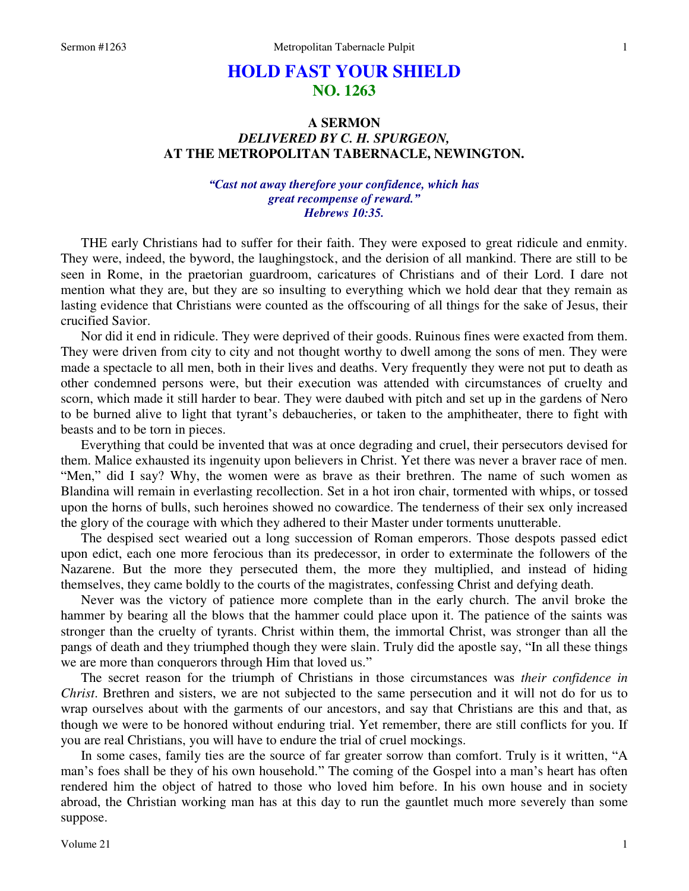# HOLD FAST YOUR SHIELD
## NO. 1263

### A SERMON
### *DELIVERED BY C. H. SPURGEON,*
### AT THE METROPOLITAN TABERNACLE, NEWINGTON.

*"Cast not away therefore your confidence, which has great recompense of reward." Hebrews 10:35.*

THE early Christians had to suffer for their faith. They were exposed to great ridicule and enmity. They were, indeed, the byword, the laughingstock, and the derision of all mankind. There are still to be seen in Rome, in the praetorian guardroom, caricatures of Christians and of their Lord. I dare not mention what they are, but they are so insulting to everything which we hold dear that they remain as lasting evidence that Christians were counted as the offscouring of all things for the sake of Jesus, their crucified Savior.

Nor did it end in ridicule. They were deprived of their goods. Ruinous fines were exacted from them. They were driven from city to city and not thought worthy to dwell among the sons of men. They were made a spectacle to all men, both in their lives and deaths. Very frequently they were not put to death as other condemned persons were, but their execution was attended with circumstances of cruelty and scorn, which made it still harder to bear. They were daubed with pitch and set up in the gardens of Nero to be burned alive to light that tyrant's debaucheries, or taken to the amphitheater, there to fight with beasts and to be torn in pieces.

Everything that could be invented that was at once degrading and cruel, their persecutors devised for them. Malice exhausted its ingenuity upon believers in Christ. Yet there was never a braver race of men. "Men," did I say? Why, the women were as brave as their brethren. The name of such women as Blandina will remain in everlasting recollection. Set in a hot iron chair, tormented with whips, or tossed upon the horns of bulls, such heroines showed no cowardice. The tenderness of their sex only increased the glory of the courage with which they adhered to their Master under torments unutterable.

The despised sect wearied out a long succession of Roman emperors. Those despots passed edict upon edict, each one more ferocious than its predecessor, in order to exterminate the followers of the Nazarene. But the more they persecuted them, the more they multiplied, and instead of hiding themselves, they came boldly to the courts of the magistrates, confessing Christ and defying death.

Never was the victory of patience more complete than in the early church. The anvil broke the hammer by bearing all the blows that the hammer could place upon it. The patience of the saints was stronger than the cruelty of tyrants. Christ within them, the immortal Christ, was stronger than all the pangs of death and they triumphed though they were slain. Truly did the apostle say, "In all these things we are more than conquerors through Him that loved us."

The secret reason for the triumph of Christians in those circumstances was *their confidence in Christ*. Brethren and sisters, we are not subjected to the same persecution and it will not do for us to wrap ourselves about with the garments of our ancestors, and say that Christians are this and that, as though we were to be honored without enduring trial. Yet remember, there are still conflicts for you. If you are real Christians, you will have to endure the trial of cruel mockings.

In some cases, family ties are the source of far greater sorrow than comfort. Truly is it written, "A man's foes shall be they of his own household." The coming of the Gospel into a man's heart has often rendered him the object of hatred to those who loved him before. In his own house and in society abroad, the Christian working man has at this day to run the gauntlet much more severely than some suppose.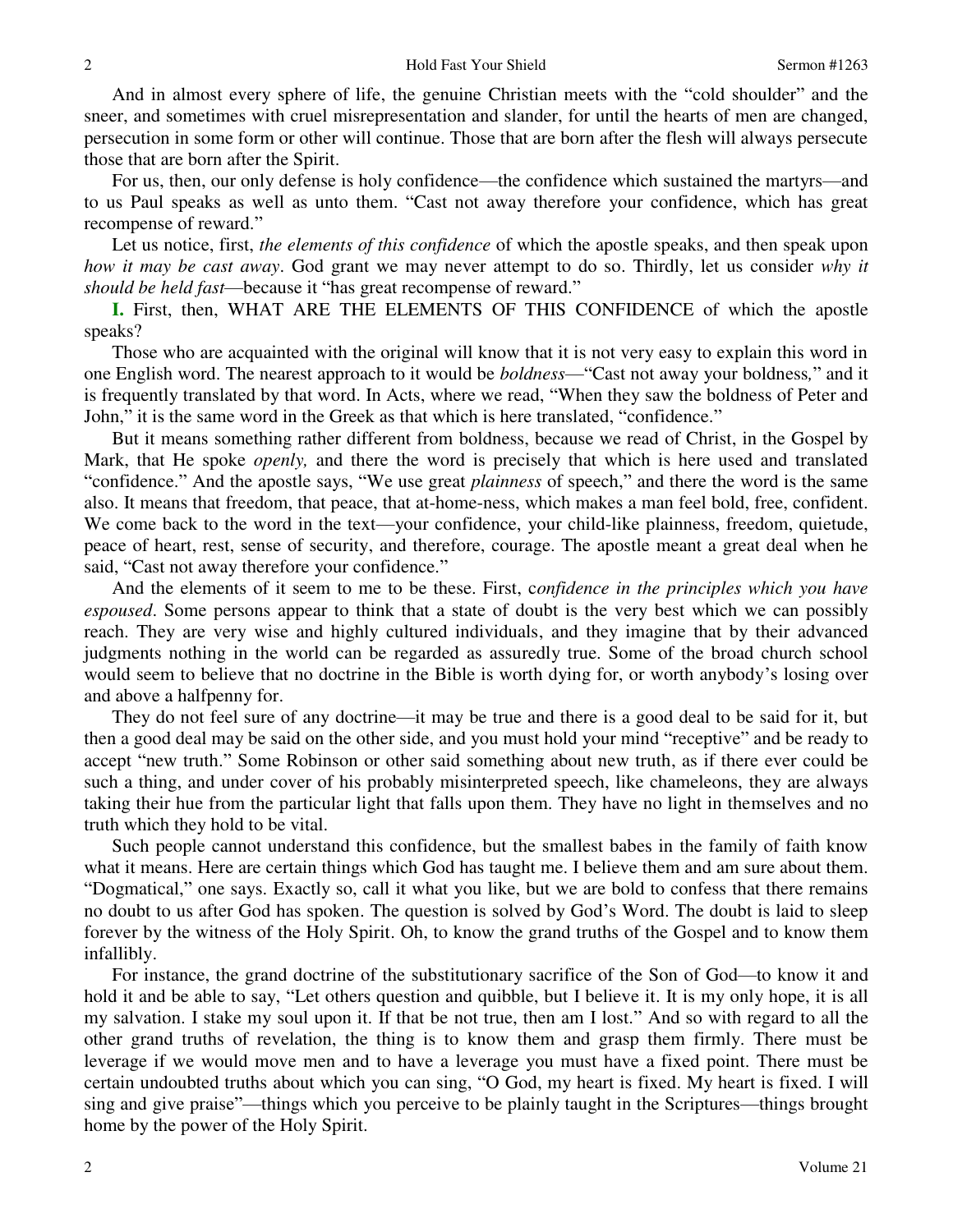And in almost every sphere of life, the genuine Christian meets with the "cold shoulder" and the sneer, and sometimes with cruel misrepresentation and slander, for until the hearts of men are changed, persecution in some form or other will continue. Those that are born after the flesh will always persecute those that are born after the Spirit.

For us, then, our only defense is holy confidence—the confidence which sustained the martyrs—and to us Paul speaks as well as unto them. "Cast not away therefore your confidence, which has great recompense of reward."

Let us notice, first, *the elements of this confidence* of which the apostle speaks, and then speak upon *how it may be cast away*. God grant we may never attempt to do so. Thirdly, let us consider *why it should be held fast*—because it "has great recompense of reward."

**I.** First, then, WHAT ARE THE ELEMENTS OF THIS CONFIDENCE of which the apostle speaks?

Those who are acquainted with the original will know that it is not very easy to explain this word in one English word. The nearest approach to it would be *boldness*—"Cast not away your boldness," and it is frequently translated by that word. In Acts, where we read, "When they saw the boldness of Peter and John," it is the same word in the Greek as that which is here translated, "confidence."

But it means something rather different from boldness, because we read of Christ, in the Gospel by Mark, that He spoke *openly,* and there the word is precisely that which is here used and translated "confidence." And the apostle says, "We use great *plainness* of speech," and there the word is the same also. It means that freedom, that peace, that at-home-ness, which makes a man feel bold, free, confident. We come back to the word in the text—your confidence, your child-like plainness, freedom, quietude, peace of heart, rest, sense of security, and therefore, courage. The apostle meant a great deal when he said, "Cast not away therefore your confidence."

And the elements of it seem to me to be these. First, c*onfidence in the principles which you have espoused*. Some persons appear to think that a state of doubt is the very best which we can possibly reach. They are very wise and highly cultured individuals, and they imagine that by their advanced judgments nothing in the world can be regarded as assuredly true. Some of the broad church school would seem to believe that no doctrine in the Bible is worth dying for, or worth anybody's losing over and above a halfpenny for.

They do not feel sure of any doctrine—it may be true and there is a good deal to be said for it, but then a good deal may be said on the other side, and you must hold your mind "receptive" and be ready to accept "new truth." Some Robinson or other said something about new truth, as if there ever could be such a thing, and under cover of his probably misinterpreted speech, like chameleons, they are always taking their hue from the particular light that falls upon them. They have no light in themselves and no truth which they hold to be vital.

Such people cannot understand this confidence, but the smallest babes in the family of faith know what it means. Here are certain things which God has taught me. I believe them and am sure about them. "Dogmatical," one says. Exactly so, call it what you like, but we are bold to confess that there remains no doubt to us after God has spoken. The question is solved by God's Word. The doubt is laid to sleep forever by the witness of the Holy Spirit. Oh, to know the grand truths of the Gospel and to know them infallibly.

For instance, the grand doctrine of the substitutionary sacrifice of the Son of God—to know it and hold it and be able to say, "Let others question and quibble, but I believe it. It is my only hope, it is all my salvation. I stake my soul upon it. If that be not true, then am I lost." And so with regard to all the other grand truths of revelation, the thing is to know them and grasp them firmly. There must be leverage if we would move men and to have a leverage you must have a fixed point. There must be certain undoubted truths about which you can sing, "O God, my heart is fixed. My heart is fixed. I will sing and give praise"—things which you perceive to be plainly taught in the Scriptures—things brought home by the power of the Holy Spirit.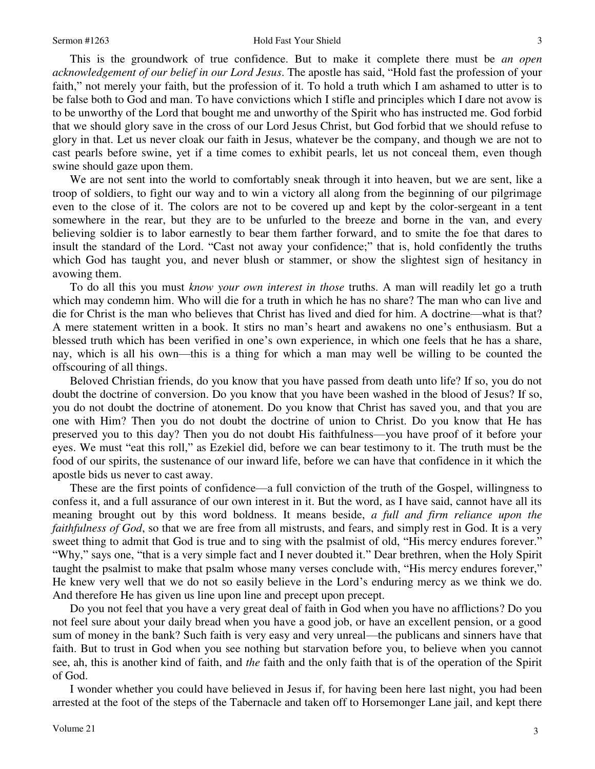This is the groundwork of true confidence. But to make it complete there must be *an open acknowledgement of our belief in our Lord Jesus*. The apostle has said, "Hold fast the profession of your faith," not merely your faith, but the profession of it. To hold a truth which I am ashamed to utter is to be false both to God and man. To have convictions which I stifle and principles which I dare not avow is to be unworthy of the Lord that bought me and unworthy of the Spirit who has instructed me. God forbid that we should glory save in the cross of our Lord Jesus Christ, but God forbid that we should refuse to glory in that. Let us never cloak our faith in Jesus, whatever be the company, and though we are not to cast pearls before swine, yet if a time comes to exhibit pearls, let us not conceal them, even though swine should gaze upon them.

We are not sent into the world to comfortably sneak through it into heaven, but we are sent, like a troop of soldiers, to fight our way and to win a victory all along from the beginning of our pilgrimage even to the close of it. The colors are not to be covered up and kept by the color-sergeant in a tent somewhere in the rear, but they are to be unfurled to the breeze and borne in the van, and every believing soldier is to labor earnestly to bear them farther forward, and to smite the foe that dares to insult the standard of the Lord. "Cast not away your confidence;" that is, hold confidently the truths which God has taught you, and never blush or stammer, or show the slightest sign of hesitancy in avowing them.

To do all this you must *know your own interest in those* truths. A man will readily let go a truth which may condemn him. Who will die for a truth in which he has no share? The man who can live and die for Christ is the man who believes that Christ has lived and died for him. A doctrine—what is that? A mere statement written in a book. It stirs no man's heart and awakens no one's enthusiasm. But a blessed truth which has been verified in one's own experience, in which one feels that he has a share, nay, which is all his own—this is a thing for which a man may well be willing to be counted the offscouring of all things.

Beloved Christian friends, do you know that you have passed from death unto life? If so, you do not doubt the doctrine of conversion. Do you know that you have been washed in the blood of Jesus? If so, you do not doubt the doctrine of atonement. Do you know that Christ has saved you, and that you are one with Him? Then you do not doubt the doctrine of union to Christ. Do you know that He has preserved you to this day? Then you do not doubt His faithfulness—you have proof of it before your eyes. We must "eat this roll," as Ezekiel did, before we can bear testimony to it. The truth must be the food of our spirits, the sustenance of our inward life, before we can have that confidence in it which the apostle bids us never to cast away.

These are the first points of confidence—a full conviction of the truth of the Gospel, willingness to confess it, and a full assurance of our own interest in it. But the word, as I have said, cannot have all its meaning brought out by this word boldness. It means beside, *a full and firm reliance upon the faithfulness of God*, so that we are free from all mistrusts, and fears, and simply rest in God. It is a very sweet thing to admit that God is true and to sing with the psalmist of old, "His mercy endures forever." "Why," says one, "that is a very simple fact and I never doubted it." Dear brethren, when the Holy Spirit taught the psalmist to make that psalm whose many verses conclude with, "His mercy endures forever," He knew very well that we do not so easily believe in the Lord's enduring mercy as we think we do. And therefore He has given us line upon line and precept upon precept.

Do you not feel that you have a very great deal of faith in God when you have no afflictions? Do you not feel sure about your daily bread when you have a good job, or have an excellent pension, or a good sum of money in the bank? Such faith is very easy and very unreal—the publicans and sinners have that faith. But to trust in God when you see nothing but starvation before you, to believe when you cannot see, ah, this is another kind of faith, and *the* faith and the only faith that is of the operation of the Spirit of God.

I wonder whether you could have believed in Jesus if, for having been here last night, you had been arrested at the foot of the steps of the Tabernacle and taken off to Horsemonger Lane jail, and kept there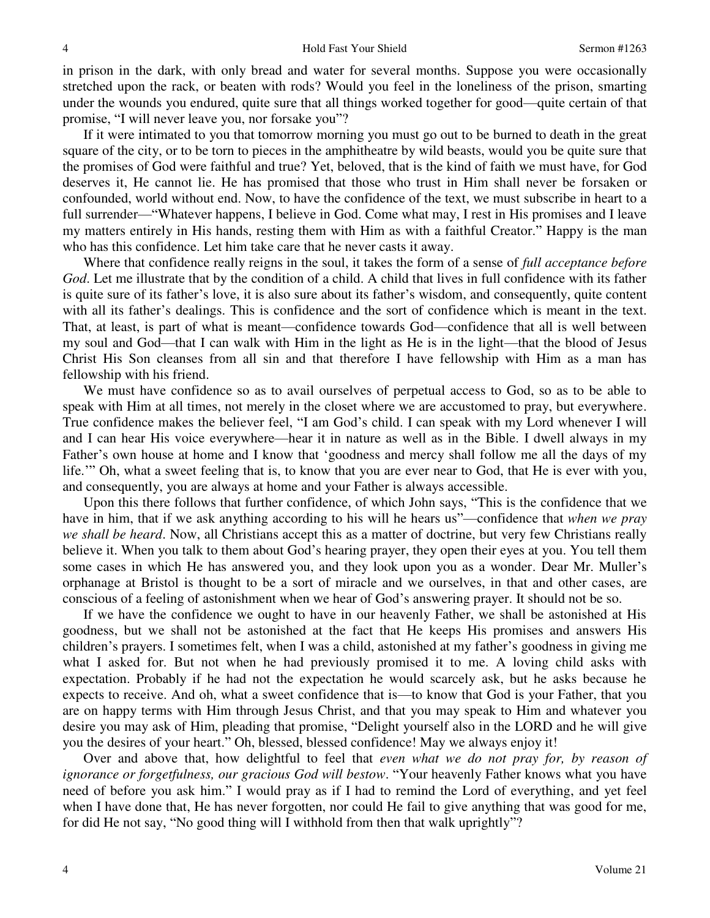in prison in the dark, with only bread and water for several months. Suppose you were occasionally stretched upon the rack, or beaten with rods? Would you feel in the loneliness of the prison, smarting under the wounds you endured, quite sure that all things worked together for good—quite certain of that promise, "I will never leave you, nor forsake you"?

If it were intimated to you that tomorrow morning you must go out to be burned to death in the great square of the city, or to be torn to pieces in the amphitheatre by wild beasts, would you be quite sure that the promises of God were faithful and true? Yet, beloved, that is the kind of faith we must have, for God deserves it, He cannot lie. He has promised that those who trust in Him shall never be forsaken or confounded, world without end. Now, to have the confidence of the text, we must subscribe in heart to a full surrender—"Whatever happens, I believe in God. Come what may, I rest in His promises and I leave my matters entirely in His hands, resting them with Him as with a faithful Creator." Happy is the man who has this confidence. Let him take care that he never casts it away.

Where that confidence really reigns in the soul, it takes the form of a sense of *full acceptance before God*. Let me illustrate that by the condition of a child. A child that lives in full confidence with its father is quite sure of its father's love, it is also sure about its father's wisdom, and consequently, quite content with all its father's dealings. This is confidence and the sort of confidence which is meant in the text. That, at least, is part of what is meant—confidence towards God—confidence that all is well between my soul and God—that I can walk with Him in the light as He is in the light—that the blood of Jesus Christ His Son cleanses from all sin and that therefore I have fellowship with Him as a man has fellowship with his friend.

We must have confidence so as to avail ourselves of perpetual access to God, so as to be able to speak with Him at all times, not merely in the closet where we are accustomed to pray, but everywhere. True confidence makes the believer feel, "I am God's child. I can speak with my Lord whenever I will and I can hear His voice everywhere—hear it in nature as well as in the Bible. I dwell always in my Father's own house at home and I know that 'goodness and mercy shall follow me all the days of my life.'" Oh, what a sweet feeling that is, to know that you are ever near to God, that He is ever with you, and consequently, you are always at home and your Father is always accessible.

Upon this there follows that further confidence, of which John says, "This is the confidence that we have in him, that if we ask anything according to his will he hears us"—confidence that *when we pray we shall be heard*. Now, all Christians accept this as a matter of doctrine, but very few Christians really believe it. When you talk to them about God's hearing prayer, they open their eyes at you. You tell them some cases in which He has answered you, and they look upon you as a wonder. Dear Mr. Muller's orphanage at Bristol is thought to be a sort of miracle and we ourselves, in that and other cases, are conscious of a feeling of astonishment when we hear of God's answering prayer. It should not be so.

If we have the confidence we ought to have in our heavenly Father, we shall be astonished at His goodness, but we shall not be astonished at the fact that He keeps His promises and answers His children's prayers. I sometimes felt, when I was a child, astonished at my father's goodness in giving me what I asked for. But not when he had previously promised it to me. A loving child asks with expectation. Probably if he had not the expectation he would scarcely ask, but he asks because he expects to receive. And oh, what a sweet confidence that is—to know that God is your Father, that you are on happy terms with Him through Jesus Christ, and that you may speak to Him and whatever you desire you may ask of Him, pleading that promise, "Delight yourself also in the LORD and he will give you the desires of your heart." Oh, blessed, blessed confidence! May we always enjoy it!

Over and above that, how delightful to feel that *even what we do not pray for, by reason of ignorance or forgetfulness, our gracious God will bestow*. "Your heavenly Father knows what you have need of before you ask him." I would pray as if I had to remind the Lord of everything, and yet feel when I have done that, He has never forgotten, nor could He fail to give anything that was good for me, for did He not say, "No good thing will I withhold from then that walk uprightly"?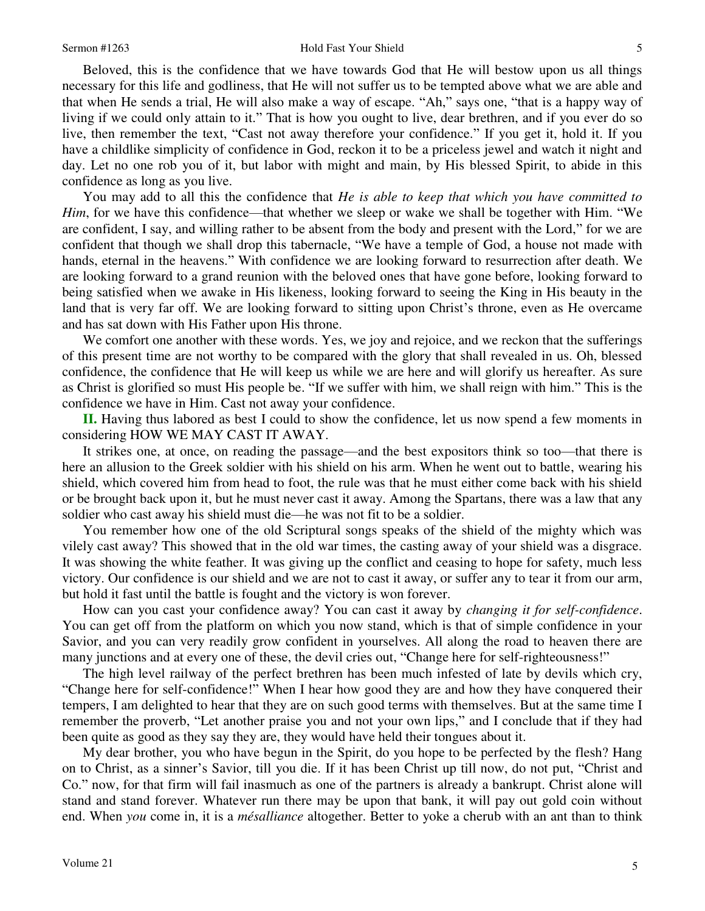Beloved, this is the confidence that we have towards God that He will bestow upon us all things necessary for this life and godliness, that He will not suffer us to be tempted above what we are able and that when He sends a trial, He will also make a way of escape. "Ah," says one, "that is a happy way of living if we could only attain to it." That is how you ought to live, dear brethren, and if you ever do so live, then remember the text, "Cast not away therefore your confidence." If you get it, hold it. If you have a childlike simplicity of confidence in God, reckon it to be a priceless jewel and watch it night and day. Let no one rob you of it, but labor with might and main, by His blessed Spirit, to abide in this confidence as long as you live.

You may add to all this the confidence that *He is able to keep that which you have committed to Him*, for we have this confidence—that whether we sleep or wake we shall be together with Him. "We are confident, I say, and willing rather to be absent from the body and present with the Lord," for we are confident that though we shall drop this tabernacle, "We have a temple of God, a house not made with hands, eternal in the heavens." With confidence we are looking forward to resurrection after death. We are looking forward to a grand reunion with the beloved ones that have gone before, looking forward to being satisfied when we awake in His likeness, looking forward to seeing the King in His beauty in the land that is very far off. We are looking forward to sitting upon Christ's throne, even as He overcame and has sat down with His Father upon His throne.

We comfort one another with these words. Yes, we joy and rejoice, and we reckon that the sufferings of this present time are not worthy to be compared with the glory that shall revealed in us. Oh, blessed confidence, the confidence that He will keep us while we are here and will glorify us hereafter. As sure as Christ is glorified so must His people be. "If we suffer with him, we shall reign with him." This is the confidence we have in Him. Cast not away your confidence.

**II.** Having thus labored as best I could to show the confidence, let us now spend a few moments in considering HOW WE MAY CAST IT AWAY.

It strikes one, at once, on reading the passage—and the best expositors think so too—that there is here an allusion to the Greek soldier with his shield on his arm. When he went out to battle, wearing his shield, which covered him from head to foot, the rule was that he must either come back with his shield or be brought back upon it, but he must never cast it away. Among the Spartans, there was a law that any soldier who cast away his shield must die—he was not fit to be a soldier.

You remember how one of the old Scriptural songs speaks of the shield of the mighty which was vilely cast away? This showed that in the old war times, the casting away of your shield was a disgrace. It was showing the white feather. It was giving up the conflict and ceasing to hope for safety, much less victory. Our confidence is our shield and we are not to cast it away, or suffer any to tear it from our arm, but hold it fast until the battle is fought and the victory is won forever.

How can you cast your confidence away? You can cast it away by *changing it for self-confidence*. You can get off from the platform on which you now stand, which is that of simple confidence in your Savior, and you can very readily grow confident in yourselves. All along the road to heaven there are many junctions and at every one of these, the devil cries out, "Change here for self-righteousness!"

The high level railway of the perfect brethren has been much infested of late by devils which cry, "Change here for self-confidence!" When I hear how good they are and how they have conquered their tempers, I am delighted to hear that they are on such good terms with themselves. But at the same time I remember the proverb, "Let another praise you and not your own lips," and I conclude that if they had been quite as good as they say they are, they would have held their tongues about it.

My dear brother, you who have begun in the Spirit, do you hope to be perfected by the flesh? Hang on to Christ, as a sinner's Savior, till you die. If it has been Christ up till now, do not put, "Christ and Co." now, for that firm will fail inasmuch as one of the partners is already a bankrupt. Christ alone will stand and stand forever. Whatever run there may be upon that bank, it will pay out gold coin without end. When *you* come in, it is a *mésalliance* altogether. Better to yoke a cherub with an ant than to think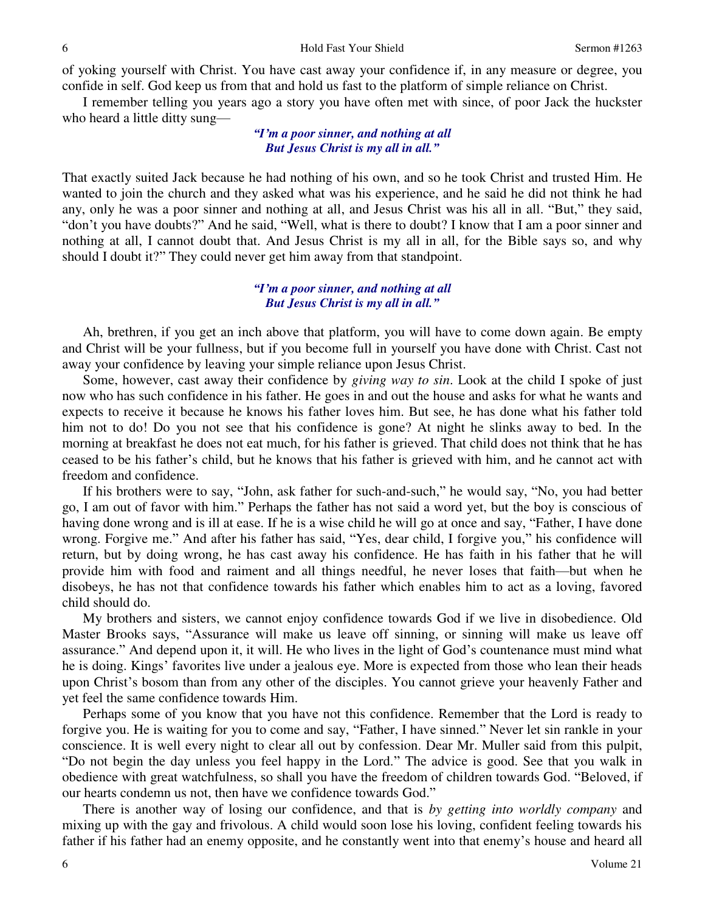of yoking yourself with Christ. You have cast away your confidence if, in any measure or degree, you confide in self. God keep us from that and hold us fast to the platform of simple reliance on Christ.

I remember telling you years ago a story you have often met with since, of poor Jack the huckster who heard a little ditty sung—

> ***"I'm a poor sinner, and nothing at all***
> ***But Jesus Christ is my all in all."***

That exactly suited Jack because he had nothing of his own, and so he took Christ and trusted Him. He wanted to join the church and they asked what was his experience, and he said he did not think he had any, only he was a poor sinner and nothing at all, and Jesus Christ was his all in all. "But," they said, "don't you have doubts?" And he said, "Well, what is there to doubt? I know that I am a poor sinner and nothing at all, I cannot doubt that. And Jesus Christ is my all in all, for the Bible says so, and why should I doubt it?" They could never get him away from that standpoint.

> ***"I'm a poor sinner, and nothing at all***
> ***But Jesus Christ is my all in all."***

Ah, brethren, if you get an inch above that platform, you will have to come down again. Be empty and Christ will be your fullness, but if you become full in yourself you have done with Christ. Cast not away your confidence by leaving your simple reliance upon Jesus Christ.

Some, however, cast away their confidence by *giving way to sin*. Look at the child I spoke of just now who has such confidence in his father. He goes in and out the house and asks for what he wants and expects to receive it because he knows his father loves him. But see, he has done what his father told him not to do! Do you not see that his confidence is gone? At night he slinks away to bed. In the morning at breakfast he does not eat much, for his father is grieved. That child does not think that he has ceased to be his father's child, but he knows that his father is grieved with him, and he cannot act with freedom and confidence.

If his brothers were to say, "John, ask father for such-and-such," he would say, "No, you had better go, I am out of favor with him." Perhaps the father has not said a word yet, but the boy is conscious of having done wrong and is ill at ease. If he is a wise child he will go at once and say, "Father, I have done wrong. Forgive me." And after his father has said, "Yes, dear child, I forgive you," his confidence will return, but by doing wrong, he has cast away his confidence. He has faith in his father that he will provide him with food and raiment and all things needful, he never loses that faith—but when he disobeys, he has not that confidence towards his father which enables him to act as a loving, favored child should do.

My brothers and sisters, we cannot enjoy confidence towards God if we live in disobedience. Old Master Brooks says, "Assurance will make us leave off sinning, or sinning will make us leave off assurance." And depend upon it, it will. He who lives in the light of God's countenance must mind what he is doing. Kings' favorites live under a jealous eye. More is expected from those who lean their heads upon Christ's bosom than from any other of the disciples. You cannot grieve your heavenly Father and yet feel the same confidence towards Him.

Perhaps some of you know that you have not this confidence. Remember that the Lord is ready to forgive you. He is waiting for you to come and say, "Father, I have sinned." Never let sin rankle in your conscience. It is well every night to clear all out by confession. Dear Mr. Muller said from this pulpit, "Do not begin the day unless you feel happy in the Lord." The advice is good. See that you walk in obedience with great watchfulness, so shall you have the freedom of children towards God. "Beloved, if our hearts condemn us not, then have we confidence towards God."

There is another way of losing our confidence, and that is *by getting into worldly company* and mixing up with the gay and frivolous. A child would soon lose his loving, confident feeling towards his father if his father had an enemy opposite, and he constantly went into that enemy's house and heard all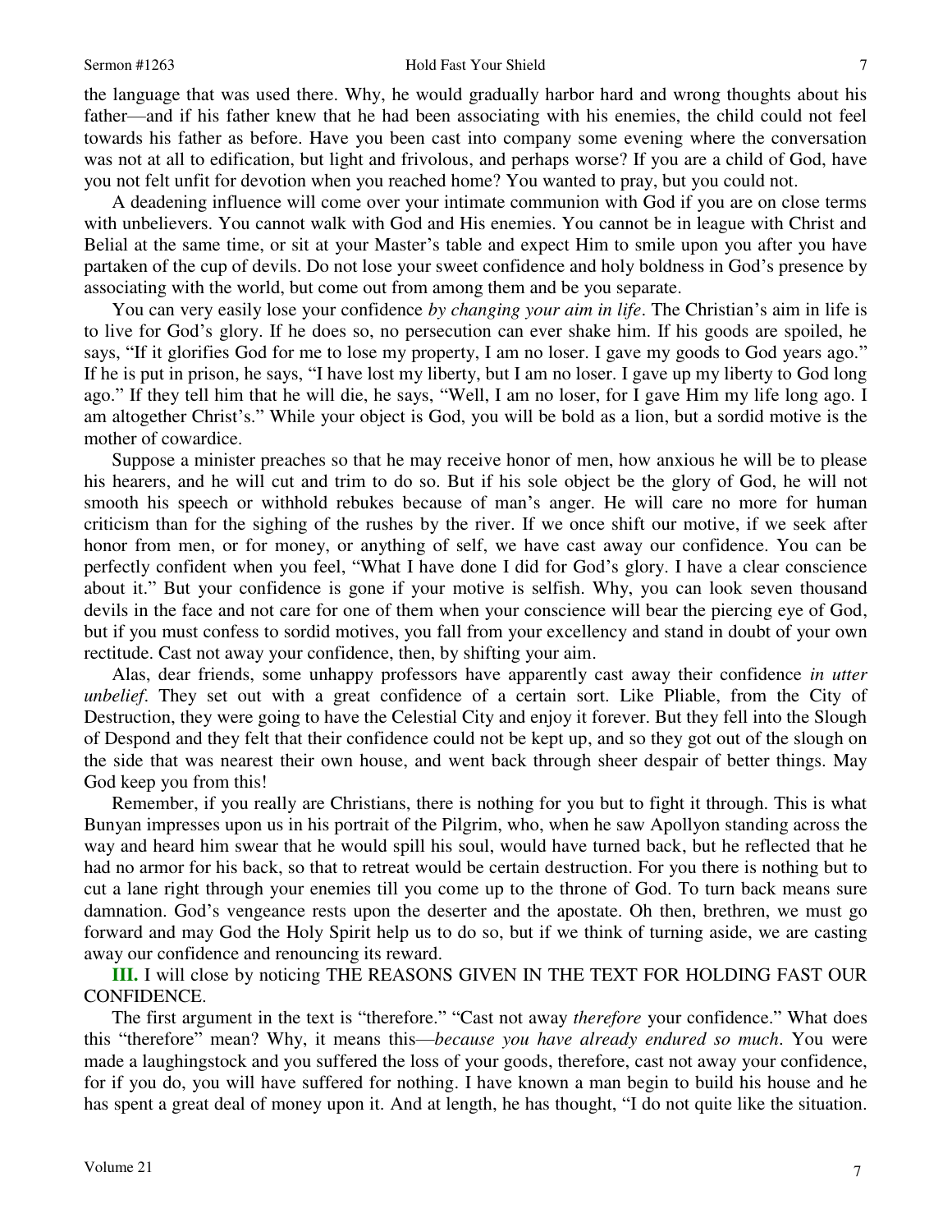the language that was used there. Why, he would gradually harbor hard and wrong thoughts about his father—and if his father knew that he had been associating with his enemies, the child could not feel towards his father as before. Have you been cast into company some evening where the conversation was not at all to edification, but light and frivolous, and perhaps worse? If you are a child of God, have you not felt unfit for devotion when you reached home? You wanted to pray, but you could not.

A deadening influence will come over your intimate communion with God if you are on close terms with unbelievers. You cannot walk with God and His enemies. You cannot be in league with Christ and Belial at the same time, or sit at your Master's table and expect Him to smile upon you after you have partaken of the cup of devils. Do not lose your sweet confidence and holy boldness in God's presence by associating with the world, but come out from among them and be you separate.

You can very easily lose your confidence *by changing your aim in life*. The Christian's aim in life is to live for God's glory. If he does so, no persecution can ever shake him. If his goods are spoiled, he says, "If it glorifies God for me to lose my property, I am no loser. I gave my goods to God years ago." If he is put in prison, he says, "I have lost my liberty, but I am no loser. I gave up my liberty to God long ago." If they tell him that he will die, he says, "Well, I am no loser, for I gave Him my life long ago. I am altogether Christ's." While your object is God, you will be bold as a lion, but a sordid motive is the mother of cowardice.

Suppose a minister preaches so that he may receive honor of men, how anxious he will be to please his hearers, and he will cut and trim to do so. But if his sole object be the glory of God, he will not smooth his speech or withhold rebukes because of man's anger. He will care no more for human criticism than for the sighing of the rushes by the river. If we once shift our motive, if we seek after honor from men, or for money, or anything of self, we have cast away our confidence. You can be perfectly confident when you feel, "What I have done I did for God's glory. I have a clear conscience about it." But your confidence is gone if your motive is selfish. Why, you can look seven thousand devils in the face and not care for one of them when your conscience will bear the piercing eye of God, but if you must confess to sordid motives, you fall from your excellency and stand in doubt of your own rectitude. Cast not away your confidence, then, by shifting your aim.

Alas, dear friends, some unhappy professors have apparently cast away their confidence *in utter unbelief*. They set out with a great confidence of a certain sort. Like Pliable, from the City of Destruction, they were going to have the Celestial City and enjoy it forever. But they fell into the Slough of Despond and they felt that their confidence could not be kept up, and so they got out of the slough on the side that was nearest their own house, and went back through sheer despair of better things. May God keep you from this!

Remember, if you really are Christians, there is nothing for you but to fight it through. This is what Bunyan impresses upon us in his portrait of the Pilgrim, who, when he saw Apollyon standing across the way and heard him swear that he would spill his soul, would have turned back, but he reflected that he had no armor for his back, so that to retreat would be certain destruction. For you there is nothing but to cut a lane right through your enemies till you come up to the throne of God. To turn back means sure damnation. God's vengeance rests upon the deserter and the apostate. Oh then, brethren, we must go forward and may God the Holy Spirit help us to do so, but if we think of turning aside, we are casting away our confidence and renouncing its reward.

**III.** I will close by noticing THE REASONS GIVEN IN THE TEXT FOR HOLDING FAST OUR CONFIDENCE.

The first argument in the text is "therefore." "Cast not away *therefore* your confidence." What does this "therefore" mean? Why, it means this—*because you have already endured so much*. You were made a laughingstock and you suffered the loss of your goods, therefore, cast not away your confidence, for if you do, you will have suffered for nothing. I have known a man begin to build his house and he has spent a great deal of money upon it. And at length, he has thought, "I do not quite like the situation.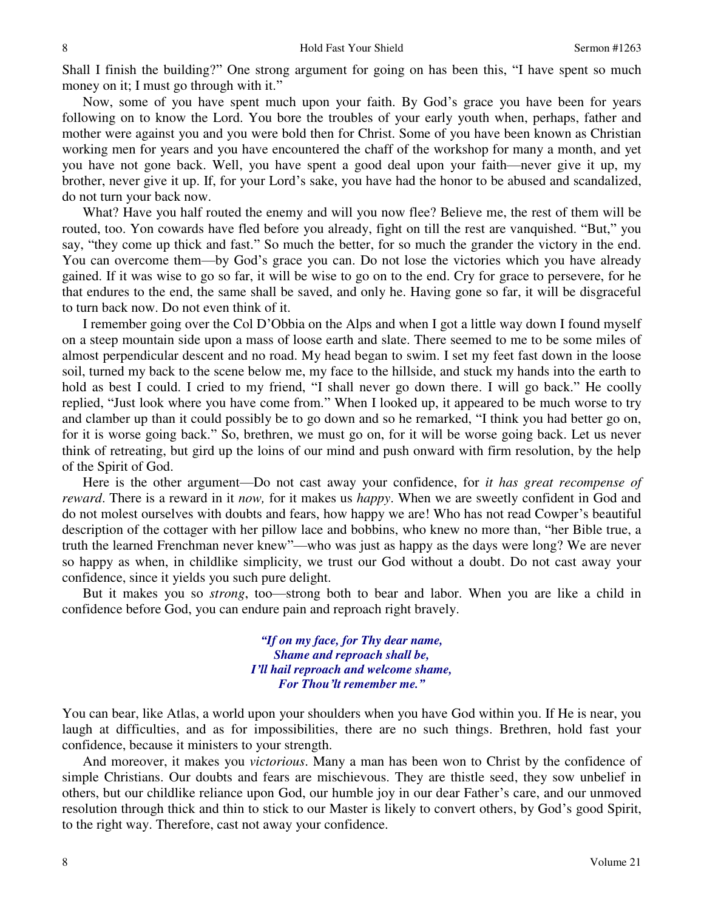Shall I finish the building?" One strong argument for going on has been this, "I have spent so much money on it; I must go through with it."

Now, some of you have spent much upon your faith. By God's grace you have been for years following on to know the Lord. You bore the troubles of your early youth when, perhaps, father and mother were against you and you were bold then for Christ. Some of you have been known as Christian working men for years and you have encountered the chaff of the workshop for many a month, and yet you have not gone back. Well, you have spent a good deal upon your faith—never give it up, my brother, never give it up. If, for your Lord's sake, you have had the honor to be abused and scandalized, do not turn your back now.

What? Have you half routed the enemy and will you now flee? Believe me, the rest of them will be routed, too. Yon cowards have fled before you already, fight on till the rest are vanquished. "But," you say, "they come up thick and fast." So much the better, for so much the grander the victory in the end. You can overcome them—by God's grace you can. Do not lose the victories which you have already gained. If it was wise to go so far, it will be wise to go on to the end. Cry for grace to persevere, for he that endures to the end, the same shall be saved, and only he. Having gone so far, it will be disgraceful to turn back now. Do not even think of it.

I remember going over the Col D'Obbia on the Alps and when I got a little way down I found myself on a steep mountain side upon a mass of loose earth and slate. There seemed to me to be some miles of almost perpendicular descent and no road. My head began to swim. I set my feet fast down in the loose soil, turned my back to the scene below me, my face to the hillside, and stuck my hands into the earth to hold as best I could. I cried to my friend, "I shall never go down there. I will go back." He coolly replied, "Just look where you have come from." When I looked up, it appeared to be much worse to try and clamber up than it could possibly be to go down and so he remarked, "I think you had better go on, for it is worse going back." So, brethren, we must go on, for it will be worse going back. Let us never think of retreating, but gird up the loins of our mind and push onward with firm resolution, by the help of the Spirit of God.

Here is the other argument—Do not cast away your confidence, for *it has great recompense of reward*. There is a reward in it *now,* for it makes us *happy*. When we are sweetly confident in God and do not molest ourselves with doubts and fears, how happy we are! Who has not read Cowper's beautiful description of the cottager with her pillow lace and bobbins, who knew no more than, "her Bible true, a truth the learned Frenchman never knew"—who was just as happy as the days were long? We are never so happy as when, in childlike simplicity, we trust our God without a doubt. Do not cast away your confidence, since it yields you such pure delight.

But it makes you so *strong*, too—strong both to bear and labor. When you are like a child in confidence before God, you can endure pain and reproach right bravely.

> ***"If on my face, for Thy dear name,***
> ***Shame and reproach shall be,***
> ***I'll hail reproach and welcome shame,***
> ***For Thou'lt remember me."***

You can bear, like Atlas, a world upon your shoulders when you have God within you. If He is near, you laugh at difficulties, and as for impossibilities, there are no such things. Brethren, hold fast your confidence, because it ministers to your strength.

And moreover, it makes you *victorious*. Many a man has been won to Christ by the confidence of simple Christians. Our doubts and fears are mischievous. They are thistle seed, they sow unbelief in others, but our childlike reliance upon God, our humble joy in our dear Father's care, and our unmoved resolution through thick and thin to stick to our Master is likely to convert others, by God's good Spirit, to the right way. Therefore, cast not away your confidence.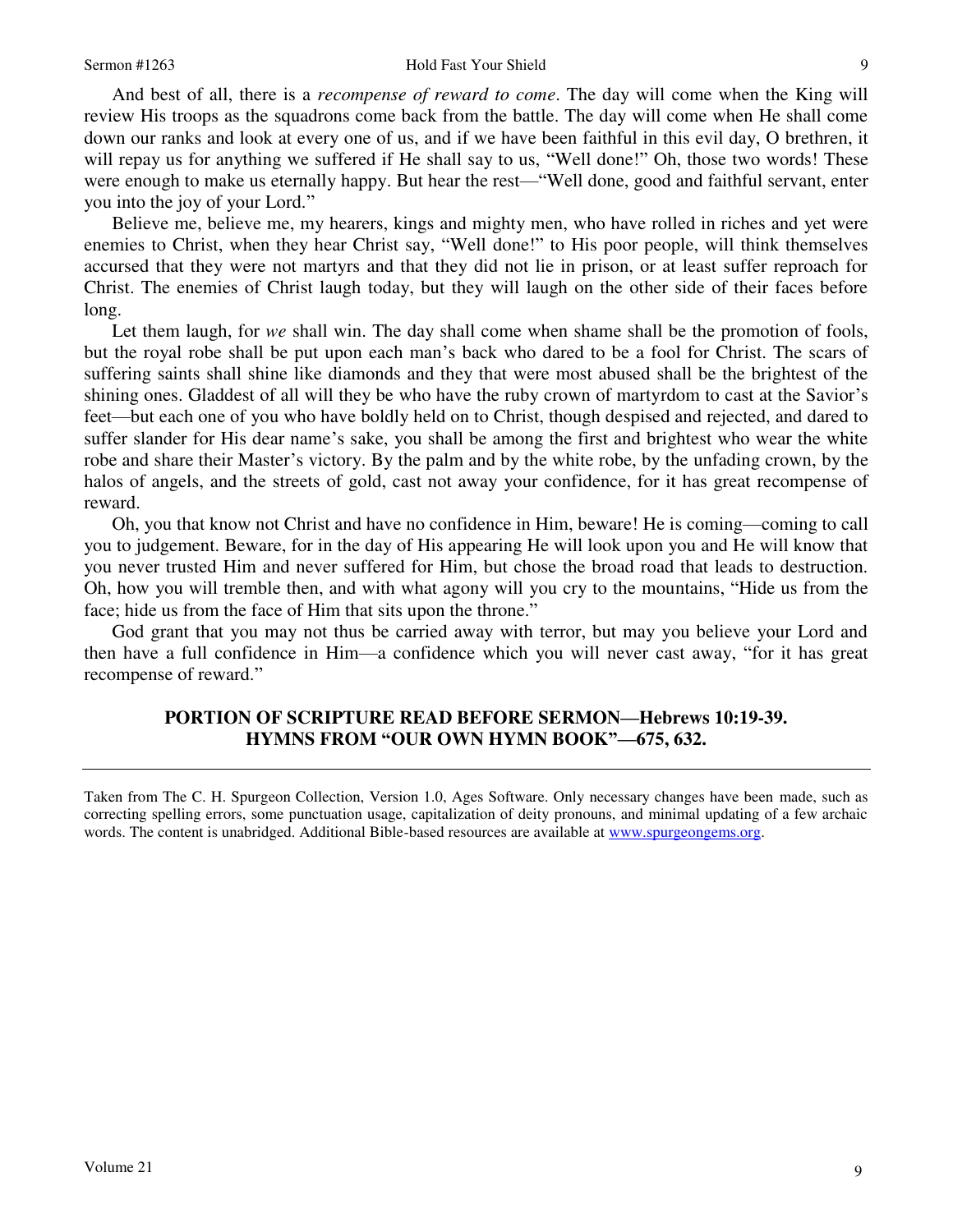And best of all, there is a *recompense of reward to come*. The day will come when the King will review His troops as the squadrons come back from the battle. The day will come when He shall come down our ranks and look at every one of us, and if we have been faithful in this evil day, O brethren, it will repay us for anything we suffered if He shall say to us, "Well done!" Oh, those two words! These were enough to make us eternally happy. But hear the rest—"Well done, good and faithful servant, enter you into the joy of your Lord."

Believe me, believe me, my hearers, kings and mighty men, who have rolled in riches and yet were enemies to Christ, when they hear Christ say, "Well done!" to His poor people, will think themselves accursed that they were not martyrs and that they did not lie in prison, or at least suffer reproach for Christ. The enemies of Christ laugh today, but they will laugh on the other side of their faces before long.

Let them laugh, for *we* shall win. The day shall come when shame shall be the promotion of fools, but the royal robe shall be put upon each man's back who dared to be a fool for Christ. The scars of suffering saints shall shine like diamonds and they that were most abused shall be the brightest of the shining ones. Gladdest of all will they be who have the ruby crown of martyrdom to cast at the Savior's feet—but each one of you who have boldly held on to Christ, though despised and rejected, and dared to suffer slander for His dear name's sake, you shall be among the first and brightest who wear the white robe and share their Master's victory. By the palm and by the white robe, by the unfading crown, by the halos of angels, and the streets of gold, cast not away your confidence, for it has great recompense of reward.

Oh, you that know not Christ and have no confidence in Him, beware! He is coming—coming to call you to judgement. Beware, for in the day of His appearing He will look upon you and He will know that you never trusted Him and never suffered for Him, but chose the broad road that leads to destruction. Oh, how you will tremble then, and with what agony will you cry to the mountains, "Hide us from the face; hide us from the face of Him that sits upon the throne."

God grant that you may not thus be carried away with terror, but may you believe your Lord and then have a full confidence in Him—a confidence which you will never cast away, "for it has great recompense of reward."

**PORTION OF SCRIPTURE READ BEFORE SERMON—Hebrews 10:19-39.**
**HYMNS FROM "OUR OWN HYMN BOOK"—675, 632.**

---

Taken from The C. H. Spurgeon Collection, Version 1.0, Ages Software. Only necessary changes have been made, such as correcting spelling errors, some punctuation usage, capitalization of deity pronouns, and minimal updating of a few archaic words. The content is unabridged. Additional Bible-based resources are available at www.spurgeongems.org.